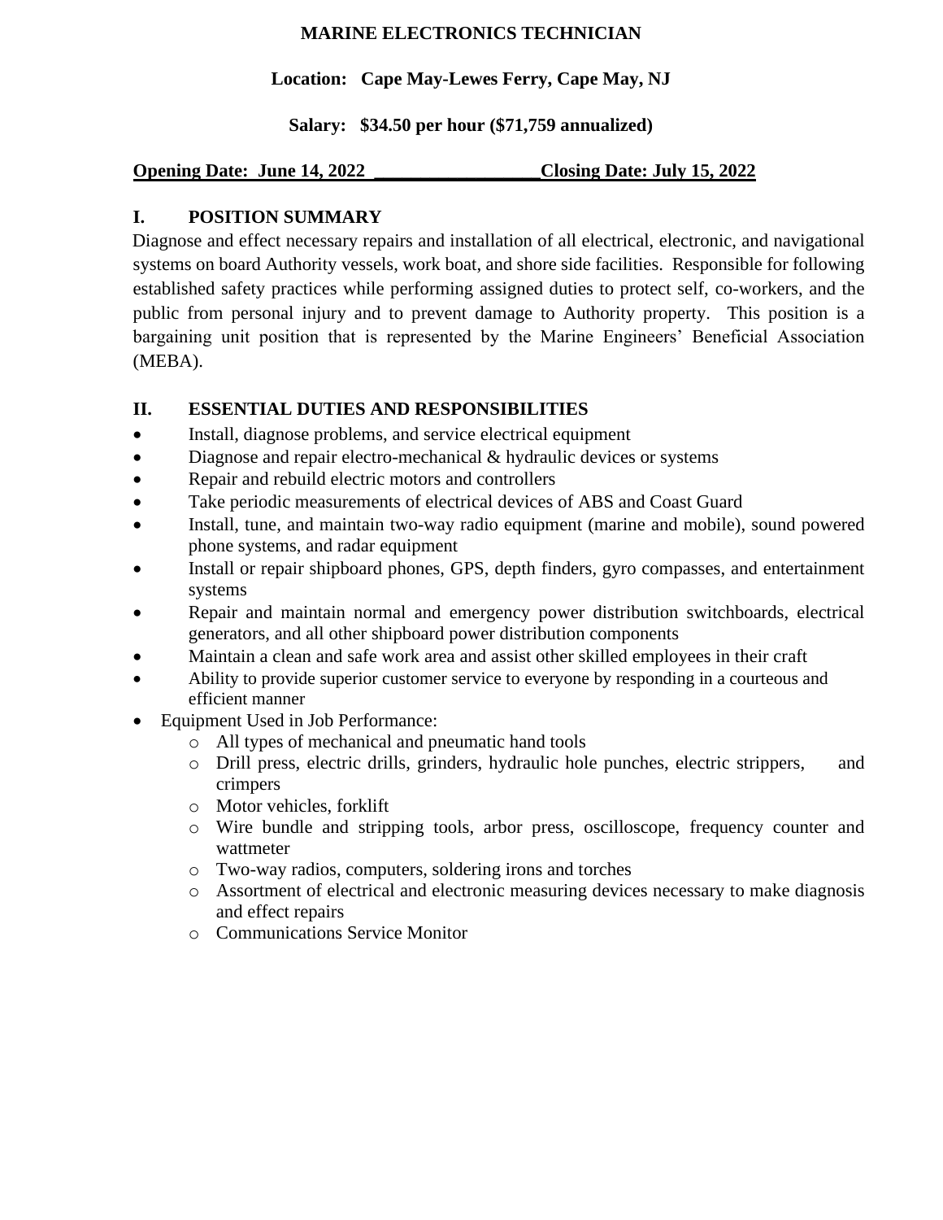**MARINE ELECTRONICS TECHNICIAN**

**Location: Cape May-Lewes Ferry, Cape May, NJ**

**Salary: $34.50 per hour ($71,759 annualized)**

**Opening Date: June 14, 2022 __________________Closing Date: July 15, 2022**

## I. POSITION SUMMARY

Diagnose and effect necessary repairs and installation of all electrical, electronic, and navigational systems on board Authority vessels, work boat, and shore side facilities. Responsible for following established safety practices while performing assigned duties to protect self, co-workers, and the public from personal injury and to prevent damage to Authority property. This position is a bargaining unit position that is represented by the Marine Engineers' Beneficial Association (MEBA).

## II. ESSENTIAL DUTIES AND RESPONSIBILITIES

- Install, diagnose problems, and service electrical equipment
- Diagnose and repair electro-mechanical & hydraulic devices or systems
- Repair and rebuild electric motors and controllers
- Take periodic measurements of electrical devices of ABS and Coast Guard
- Install, tune, and maintain two-way radio equipment (marine and mobile), sound powered phone systems, and radar equipment
- Install or repair shipboard phones, GPS, depth finders, gyro compasses, and entertainment systems
- Repair and maintain normal and emergency power distribution switchboards, electrical generators, and all other shipboard power distribution components
- Maintain a clean and safe work area and assist other skilled employees in their craft
- Ability to provide superior customer service to everyone by responding in a courteous and efficient manner
- Equipment Used in Job Performance:
  - All types of mechanical and pneumatic hand tools
  - Drill press, electric drills, grinders, hydraulic hole punches, electric strippers, and crimpers
  - Motor vehicles, forklift
  - Wire bundle and stripping tools, arbor press, oscilloscope, frequency counter and wattmeter
  - Two-way radios, computers, soldering irons and torches
  - Assortment of electrical and electronic measuring devices necessary to make diagnosis and effect repairs
  - Communications Service Monitor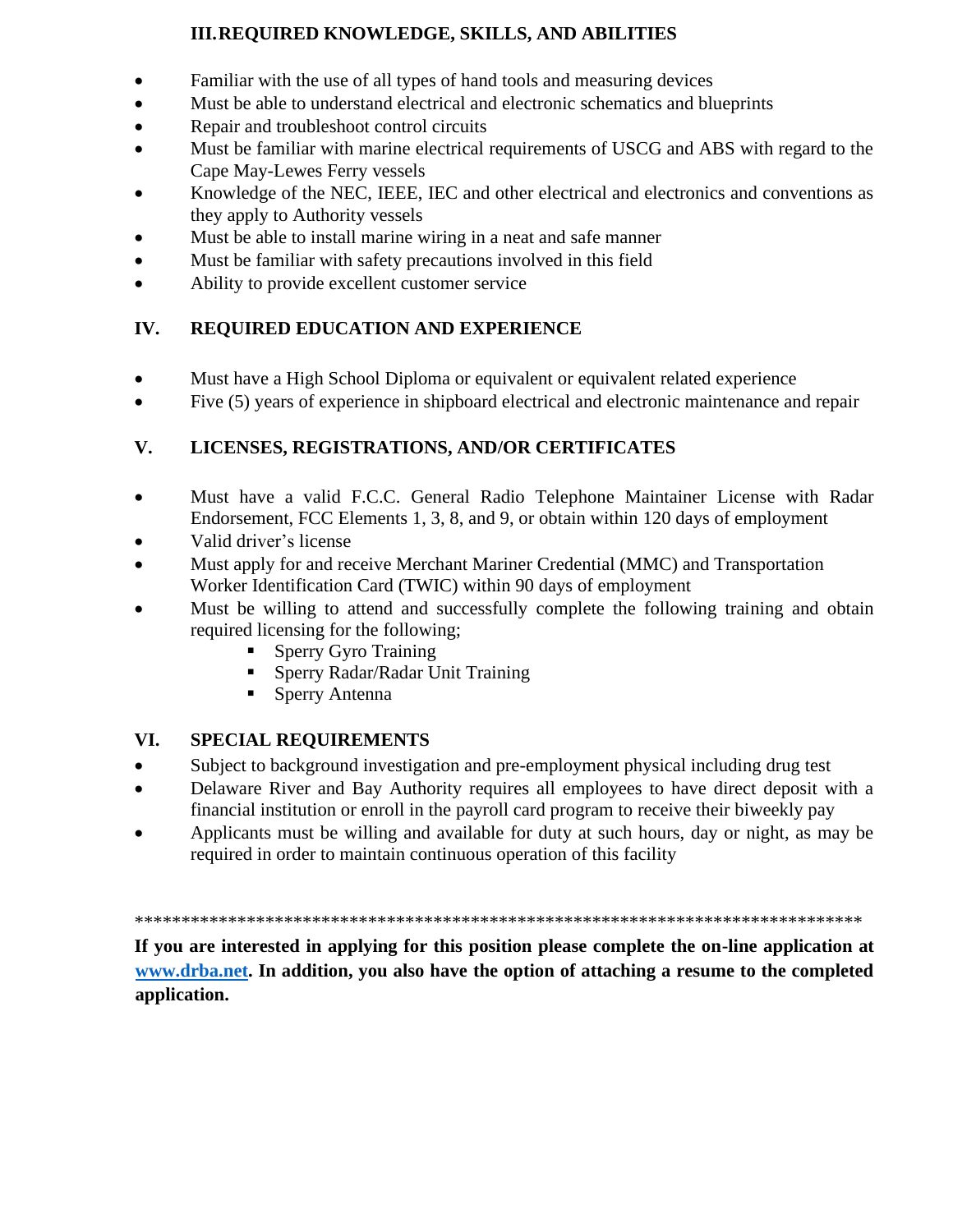## III. REQUIRED KNOWLEDGE, SKILLS, AND ABILITIES

- Familiar with the use of all types of hand tools and measuring devices
- Must be able to understand electrical and electronic schematics and blueprints
- Repair and troubleshoot control circuits
- Must be familiar with marine electrical requirements of USCG and ABS with regard to the Cape May-Lewes Ferry vessels
- Knowledge of the NEC, IEEE, IEC and other electrical and electronics and conventions as they apply to Authority vessels
- Must be able to install marine wiring in a neat and safe manner
- Must be familiar with safety precautions involved in this field
- Ability to provide excellent customer service

## IV. REQUIRED EDUCATION AND EXPERIENCE

- Must have a High School Diploma or equivalent or equivalent related experience
- Five (5) years of experience in shipboard electrical and electronic maintenance and repair

## V. LICENSES, REGISTRATIONS, AND/OR CERTIFICATES

- Must have a valid F.C.C. General Radio Telephone Maintainer License with Radar Endorsement, FCC Elements 1, 3, 8, and 9, or obtain within 120 days of employment
- Valid driver's license
- Must apply for and receive Merchant Mariner Credential (MMC) and Transportation Worker Identification Card (TWIC) within 90 days of employment
- Must be willing to attend and successfully complete the following training and obtain required licensing for the following;
  - Sperry Gyro Training
  - Sperry Radar/Radar Unit Training
  - Sperry Antenna

## VI. SPECIAL REQUIREMENTS

- Subject to background investigation and pre-employment physical including drug test
- Delaware River and Bay Authority requires all employees to have direct deposit with a financial institution or enroll in the payroll card program to receive their biweekly pay
- Applicants must be willing and available for duty at such hours, day or night, as may be required in order to maintain continuous operation of this facility

******************************************************************************

**If you are interested in applying for this position please complete the on-line application at www.drba.net. In addition, you also have the option of attaching a resume to the completed application.**